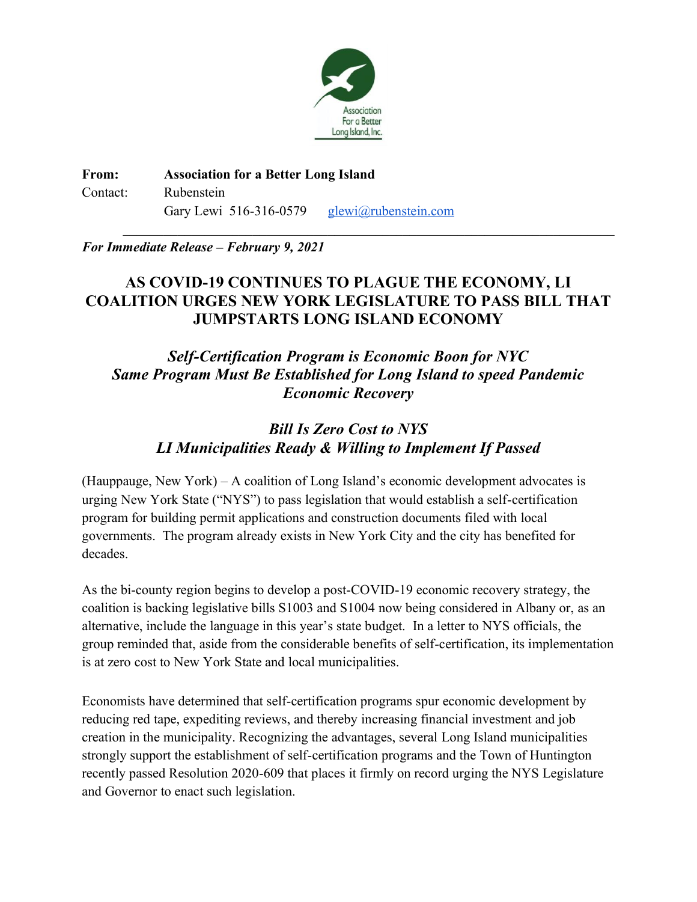Association For a Better Long Island, Inc.

**From:** **Association for a Better Long Island**
Contact: Rubenstein
Gary Lewi 516-316-0579 glewi@rubenstein.com

---

***For Immediate Release – February 9, 2021***

## AS COVID-19 CONTINUES TO PLAGUE THE ECONOMY, LI COALITION URGES NEW YORK LEGISLATURE TO PASS BILL THAT JUMPSTARTS LONG ISLAND ECONOMY

### *Self-Certification Program is Economic Boon for NYC*
### *Same Program Must Be Established for Long Island to speed Pandemic Economic Recovery*

### *Bill Is Zero Cost to NYS*
### *LI Municipalities Ready & Willing to Implement If Passed*

(Hauppauge, New York) – A coalition of Long Island's economic development advocates is urging New York State ("NYS") to pass legislation that would establish a self-certification program for building permit applications and construction documents filed with local governments. The program already exists in New York City and the city has benefited for decades.

As the bi-county region begins to develop a post-COVID-19 economic recovery strategy, the coalition is backing legislative bills S1003 and S1004 now being considered in Albany or, as an alternative, include the language in this year's state budget. In a letter to NYS officials, the group reminded that, aside from the considerable benefits of self-certification, its implementation is at zero cost to New York State and local municipalities.

Economists have determined that self-certification programs spur economic development by reducing red tape, expediting reviews, and thereby increasing financial investment and job creation in the municipality. Recognizing the advantages, several Long Island municipalities strongly support the establishment of self-certification programs and the Town of Huntington recently passed Resolution 2020-609 that places it firmly on record urging the NYS Legislature and Governor to enact such legislation.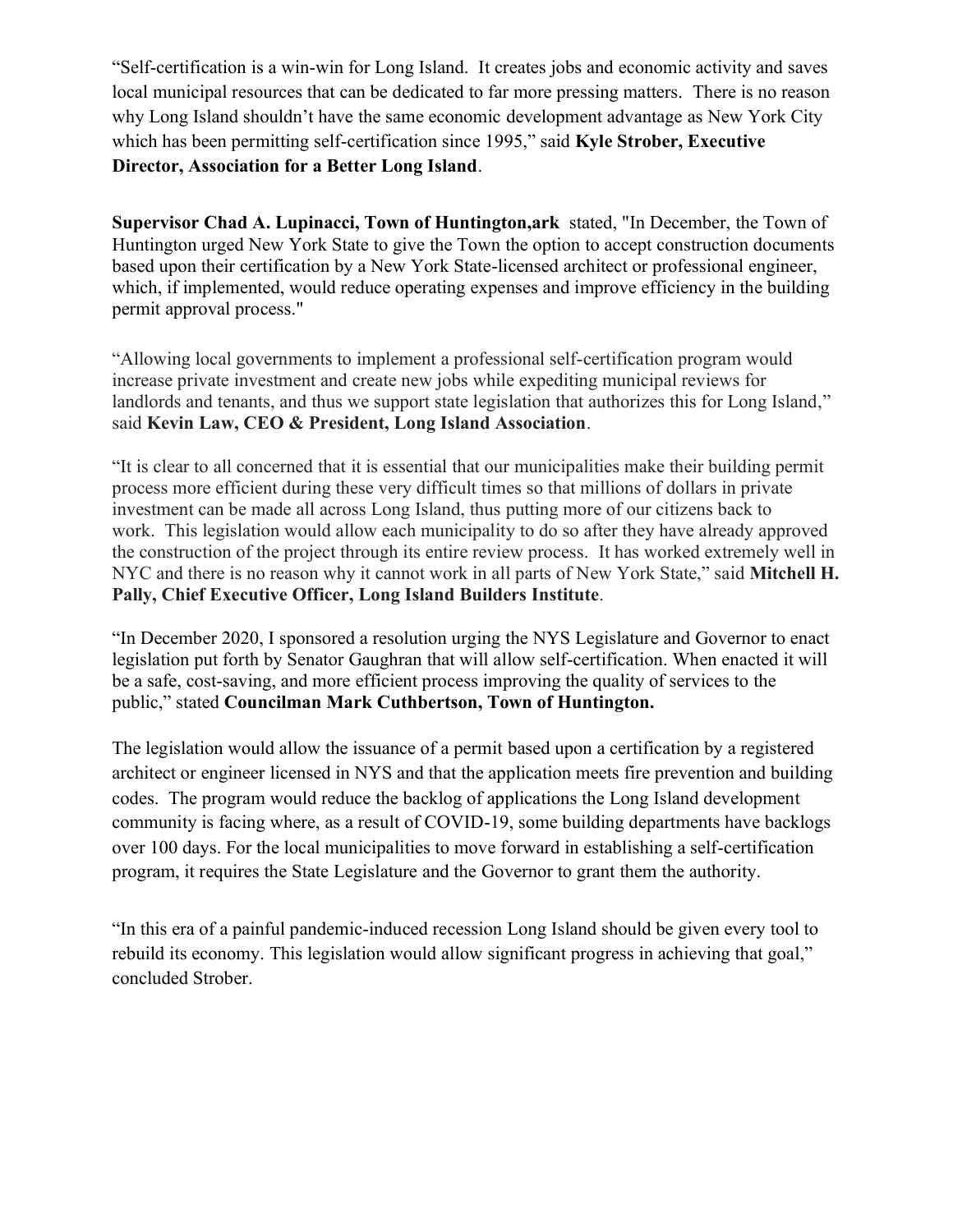“Self-certification is a win-win for Long Island. It creates jobs and economic activity and saves local municipal resources that can be dedicated to far more pressing matters. There is no reason why Long Island shouldn’t have the same economic development advantage as New York City which has been permitting self-certification since 1995,” said **Kyle Strober, Executive Director, Association for a Better Long Island**.

**Supervisor Chad A. Lupinacci, Town of Huntington,ark** stated, "In December, the Town of Huntington urged New York State to give the Town the option to accept construction documents based upon their certification by a New York State-licensed architect or professional engineer, which, if implemented, would reduce operating expenses and improve efficiency in the building permit approval process."

“Allowing local governments to implement a professional self-certification program would increase private investment and create new jobs while expediting municipal reviews for landlords and tenants, and thus we support state legislation that authorizes this for Long Island,” said **Kevin Law, CEO & President, Long Island Association**.

“It is clear to all concerned that it is essential that our municipalities make their building permit process more efficient during these very difficult times so that millions of dollars in private investment can be made all across Long Island, thus putting more of our citizens back to work. This legislation would allow each municipality to do so after they have already approved the construction of the project through its entire review process. It has worked extremely well in NYC and there is no reason why it cannot work in all parts of New York State,” said **Mitchell H. Pally, Chief Executive Officer, Long Island Builders Institute**.

“In December 2020, I sponsored a resolution urging the NYS Legislature and Governor to enact legislation put forth by Senator Gaughran that will allow self-certification. When enacted it will be a safe, cost-saving, and more efficient process improving the quality of services to the public,” stated **Councilman Mark Cuthbertson, Town of Huntington.**

The legislation would allow the issuance of a permit based upon a certification by a registered architect or engineer licensed in NYS and that the application meets fire prevention and building codes. The program would reduce the backlog of applications the Long Island development community is facing where, as a result of COVID-19, some building departments have backlogs over 100 days. For the local municipalities to move forward in establishing a self-certification program, it requires the State Legislature and the Governor to grant them the authority.

“In this era of a painful pandemic-induced recession Long Island should be given every tool to rebuild its economy. This legislation would allow significant progress in achieving that goal,” concluded Strober.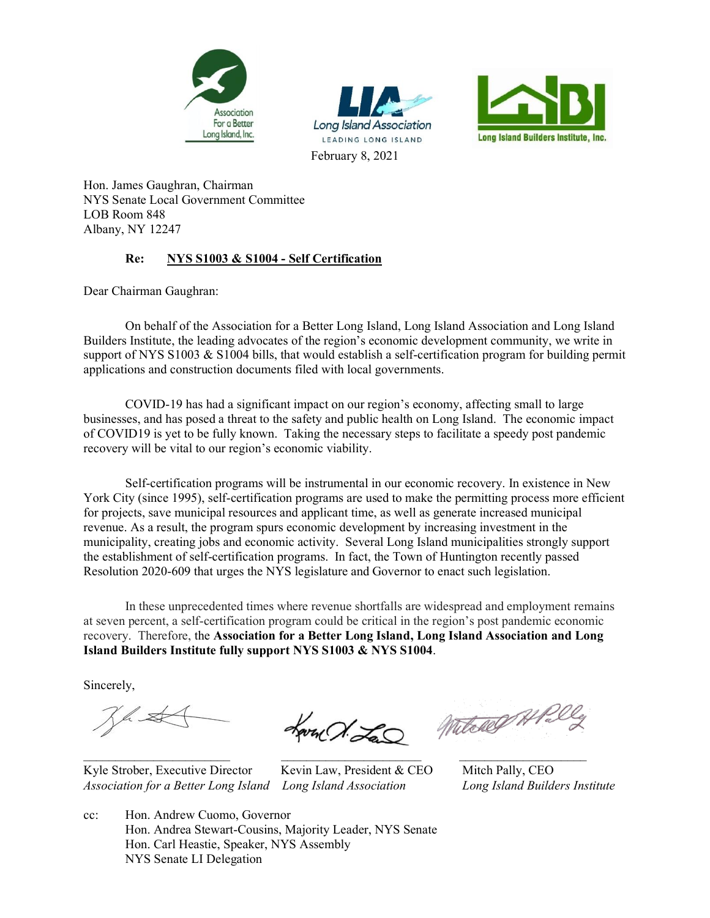Association For a Better Long Island, Inc. | LIA Long Island Association — LEADING LONG ISLAND | Long Island Builders Institute, Inc.

February 8, 2021

Hon. James Gaughran, Chairman
NYS Senate Local Government Committee
LOB Room 848
Albany, NY 12247

**Re: <u>NYS S1003 & S1004 - Self Certification</u>**

Dear Chairman Gaughran:

On behalf of the Association for a Better Long Island, Long Island Association and Long Island Builders Institute, the leading advocates of the region's economic development community, we write in support of NYS S1003 & S1004 bills, that would establish a self-certification program for building permit applications and construction documents filed with local governments.

COVID-19 has had a significant impact on our region's economy, affecting small to large businesses, and has posed a threat to the safety and public health on Long Island. The economic impact of COVID19 is yet to be fully known. Taking the necessary steps to facilitate a speedy post pandemic recovery will be vital to our region's economic viability.

Self-certification programs will be instrumental in our economic recovery. In existence in New York City (since 1995), self-certification programs are used to make the permitting process more efficient for projects, save municipal resources and applicant time, as well as generate increased municipal revenue. As a result, the program spurs economic development by increasing investment in the municipality, creating jobs and economic activity. Several Long Island municipalities strongly support the establishment of self-certification programs. In fact, the Town of Huntington recently passed Resolution 2020-609 that urges the NYS legislature and Governor to enact such legislation.

In these unprecedented times where revenue shortfalls are widespread and employment remains at seven percent, a self-certification program could be critical in the region's post pandemic economic recovery. Therefore, the **Association for a Better Long Island, Long Island Association and Long Island Builders Institute fully support NYS S1003 & NYS S1004**.

Sincerely,

| | | |
|---|---|---|
| Kyle Strober, Executive Director | Kevin Law, President & CEO | Mitch Pally, CEO |
| *Association for a Better Long Island* | *Long Island Association* | *Long Island Builders Institute* |

cc: Hon. Andrew Cuomo, Governor
Hon. Andrea Stewart-Cousins, Majority Leader, NYS Senate
Hon. Carl Heastie, Speaker, NYS Assembly
NYS Senate LI Delegation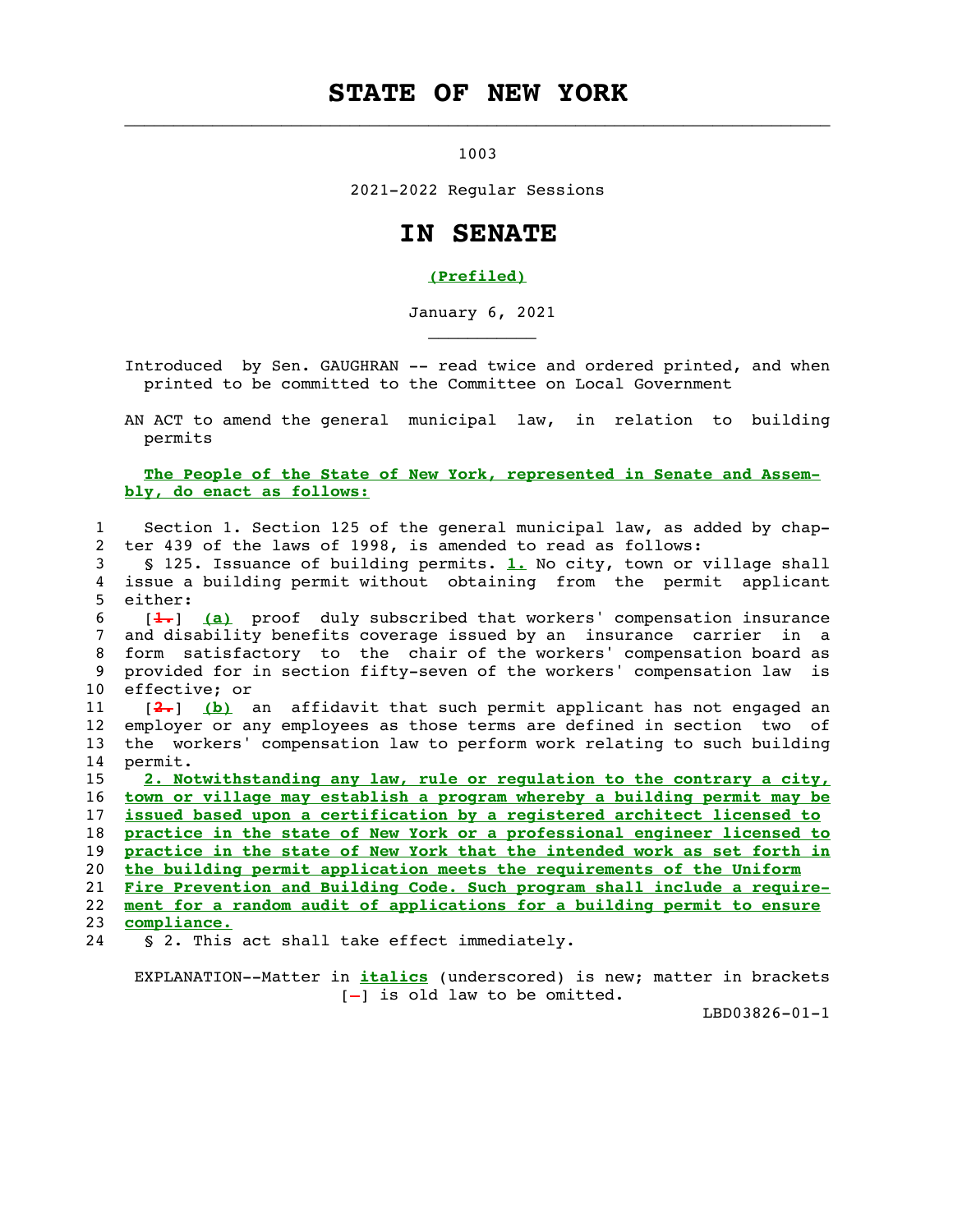# STATE OF NEW YORK

1003

2021-2022 Regular Sessions

# IN SENATE

**(Prefiled)**

January 6, 2021

Introduced by Sen. GAUGHRAN -- read twice and ordered printed, and when printed to be committed to the Committee on Local Government

AN ACT to amend the general municipal law, in relation to building permits

**The People of the State of New York, represented in Senate and Assembly, do enact as follows:**

Section 1. Section 125 of the general municipal law, as added by chapter 439 of the laws of 1998, is amended to read as follows:

§ 125. Issuance of building permits. **1.** No city, town or village shall issue a building permit without obtaining from the permit applicant either:

[1.] **(a)** proof duly subscribed that workers' compensation insurance and disability benefits coverage issued by an insurance carrier in a form satisfactory to the chair of the workers' compensation board as provided for in section fifty-seven of the workers' compensation law is effective; or

[2.] **(b)** an affidavit that such permit applicant has not engaged an employer or any employees as those terms are defined in section two of the workers' compensation law to perform work relating to such building permit.

**2. Notwithstanding any law, rule or regulation to the contrary a city, town or village may establish a program whereby a building permit may be issued based upon a certification by a registered architect licensed to practice in the state of New York or a professional engineer licensed to practice in the state of New York that the intended work as set forth in the building permit application meets the requirements of the Uniform Fire Prevention and Building Code. Such program shall include a requirement for a random audit of applications for a building permit to ensure compliance.**

§ 2. This act shall take effect immediately.

EXPLANATION--Matter in ***italics*** (underscored) is new; matter in brackets [-] is old law to be omitted.

LBD03826-01-1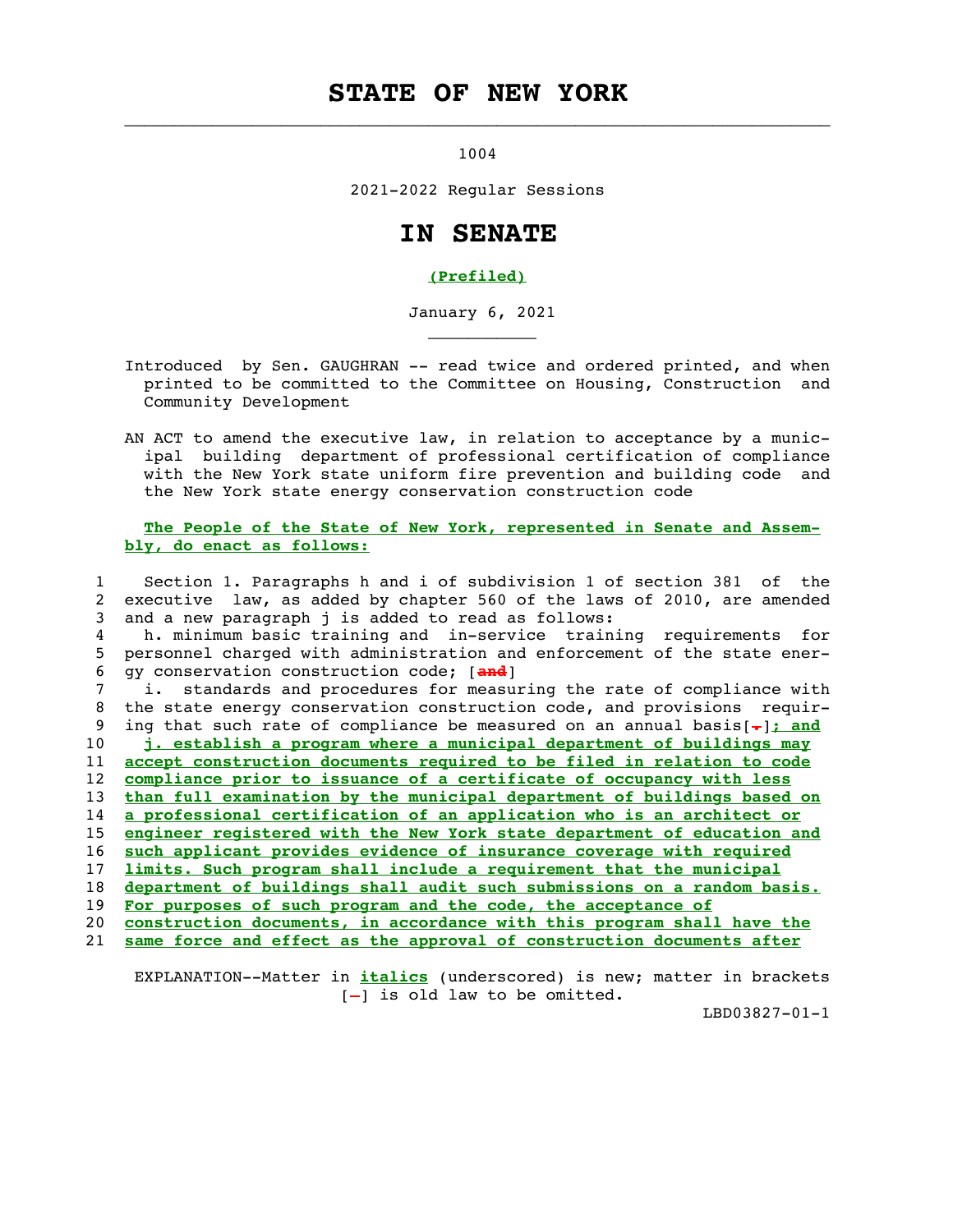# STATE OF NEW YORK

1004

2021-2022 Regular Sessions

# IN SENATE

**(Prefiled)**

January 6, 2021

Introduced by Sen. GAUGHRAN -- read twice and ordered printed, and when printed to be committed to the Committee on Housing, Construction and Community Development

AN ACT to amend the executive law, in relation to acceptance by a municipal building department of professional certification of compliance with the New York state uniform fire prevention and building code and the New York state energy conservation construction code

**The People of the State of New York, represented in Senate and Assembly, do enact as follows:**

1 Section 1. Paragraphs h and i of subdivision 1 of section 381 of the
2 executive law, as added by chapter 560 of the laws of 2010, are amended
3 and a new paragraph j is added to read as follows:
4 h. minimum basic training and in-service training requirements for
5 personnel charged with administration and enforcement of the state ener-
6 gy conservation construction code; [and]
7 i. standards and procedures for measuring the rate of compliance with
8 the state energy conservation construction code, and provisions requir-
9 ing that such rate of compliance be measured on an annual basis[.]***; and***
10 ***j. establish a program where a municipal department of buildings may***
11 ***accept construction documents required to be filed in relation to code***
12 ***compliance prior to issuance of a certificate of occupancy with less***
13 ***than full examination by the municipal department of buildings based on***
14 ***a professional certification of an application who is an architect or***
15 ***engineer registered with the New York state department of education and***
16 ***such applicant provides evidence of insurance coverage with required***
17 ***limits. Such program shall include a requirement that the municipal***
18 ***department of buildings shall audit such submissions on a random basis.***
19 ***For purposes of such program and the code, the acceptance of***
20 ***construction documents, in accordance with this program shall have the***
21 ***same force and effect as the approval of construction documents after***

EXPLANATION--Matter in ***italics*** (underscored) is new; matter in brackets [-] is old law to be omitted.

LBD03827-01-1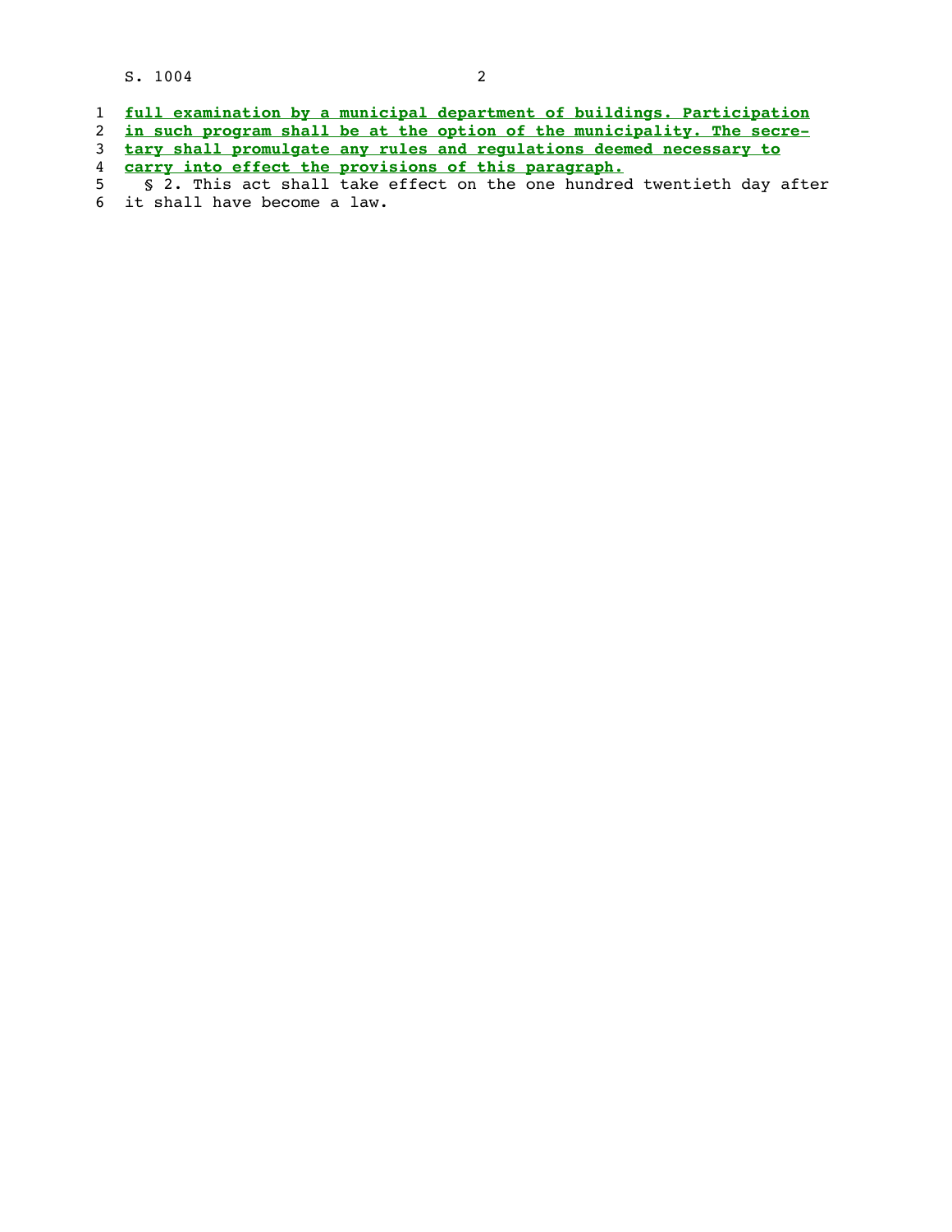full examination by a municipal department of buildings. Participation in such program shall be at the option of the municipality. The secretary shall promulgate any rules and regulations deemed necessary to carry into effect the provisions of this paragraph.

§ 2. This act shall take effect on the one hundred twentieth day after it shall have become a law.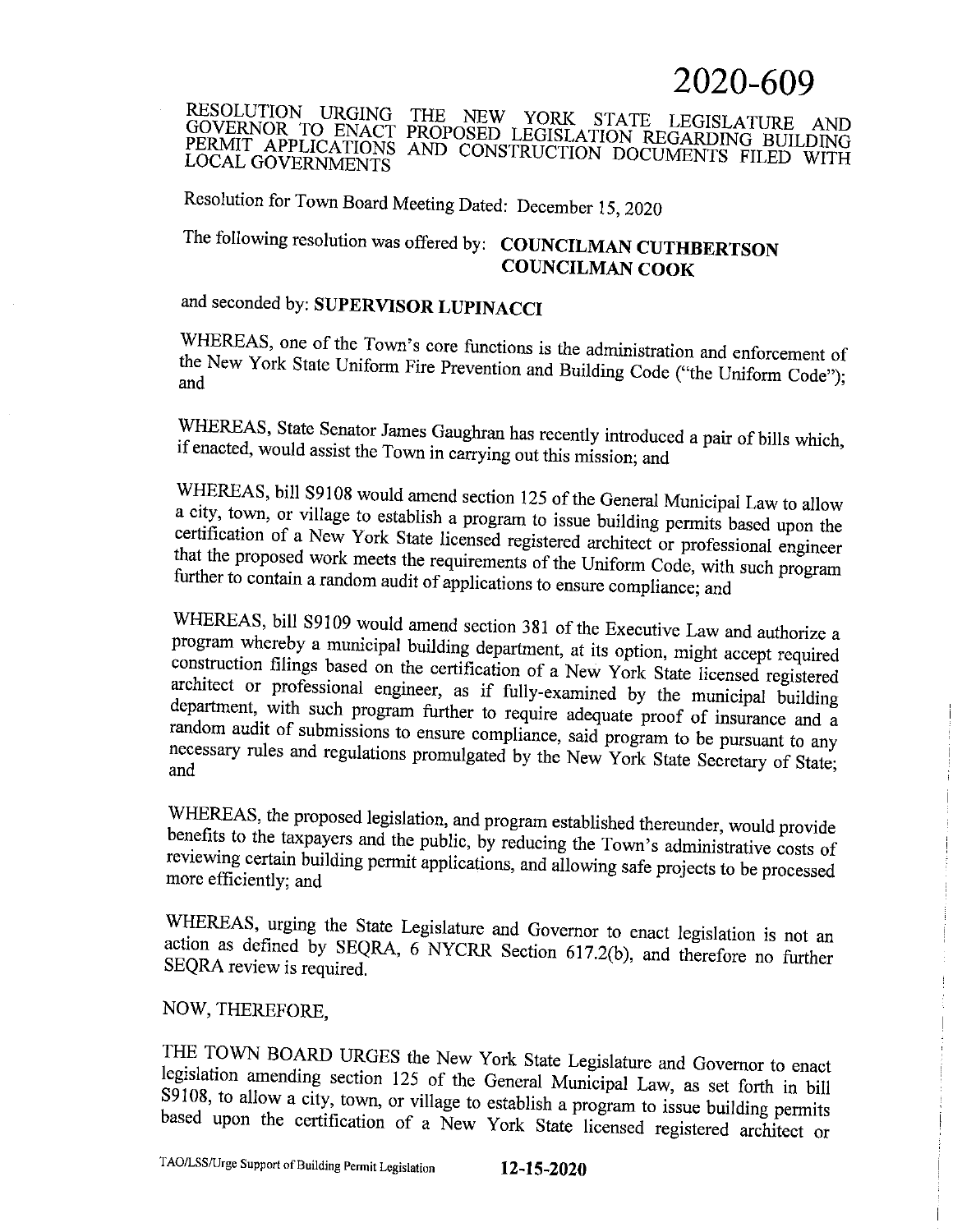# 2020-609

**RESOLUTION URGING THE NEW YORK STATE LEGISLATURE AND GOVERNOR TO ENACT PROPOSED LEGISLATION REGARDING BUILDING PERMIT APPLICATIONS AND CONSTRUCTION DOCUMENTS FILED WITH LOCAL GOVERNMENTS**

Resolution for Town Board Meeting Dated: December 15, 2020

The following resolution was offered by: **COUNCILMAN CUTHBERTSON**
**COUNCILMAN COOK**

and seconded by: **SUPERVISOR LUPINACCI**

WHEREAS, one of the Town's core functions is the administration and enforcement of the New York State Uniform Fire Prevention and Building Code ("the Uniform Code"); and

WHEREAS, State Senator James Gaughran has recently introduced a pair of bills which, if enacted, would assist the Town in carrying out this mission; and

WHEREAS, bill S9108 would amend section 125 of the General Municipal Law to allow a city, town, or village to establish a program to issue building permits based upon the certification of a New York State licensed registered architect or professional engineer that the proposed work meets the requirements of the Uniform Code, with such program further to contain a random audit of applications to ensure compliance; and

WHEREAS, bill S9109 would amend section 381 of the Executive Law and authorize a program whereby a municipal building department, at its option, might accept required construction filings based on the certification of a New York State licensed registered architect or professional engineer, as if fully-examined by the municipal building department, with such program further to require adequate proof of insurance and a random audit of submissions to ensure compliance, said program to be pursuant to any necessary rules and regulations promulgated by the New York State Secretary of State; and

WHEREAS, the proposed legislation, and program established thereunder, would provide benefits to the taxpayers and the public, by reducing the Town's administrative costs of reviewing certain building permit applications, and allowing safe projects to be processed more efficiently; and

WHEREAS, urging the State Legislature and Governor to enact legislation is not an action as defined by SEQRA, 6 NYCRR Section 617.2(b), and therefore no further SEQRA review is required.

NOW, THEREFORE,

THE TOWN BOARD URGES the New York State Legislature and Governor to enact legislation amending section 125 of the General Municipal Law, as set forth in bill S9108, to allow a city, town, or village to establish a program to issue building permits based upon the certification of a New York State licensed registered architect or

TAO/LSS/Urge Support of Building Permit Legislation **12-15-2020**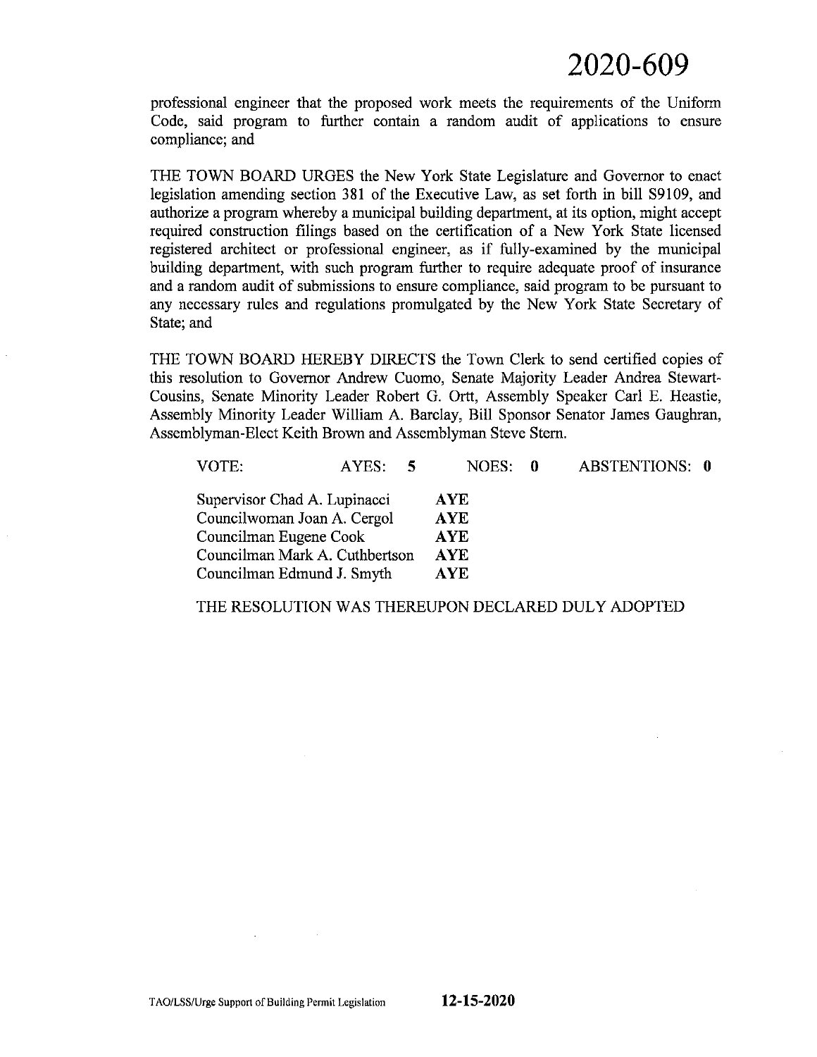# 2020-609

professional engineer that the proposed work meets the requirements of the Uniform Code, said program to further contain a random audit of applications to ensure compliance; and

THE TOWN BOARD URGES the New York State Legislature and Governor to enact legislation amending section 381 of the Executive Law, as set forth in bill S9109, and authorize a program whereby a municipal building department, at its option, might accept required construction filings based on the certification of a New York State licensed registered architect or professional engineer, as if fully-examined by the municipal building department, with such program further to require adequate proof of insurance and a random audit of submissions to ensure compliance, said program to be pursuant to any necessary rules and regulations promulgated by the New York State Secretary of State; and

THE TOWN BOARD HEREBY DIRECTS the Town Clerk to send certified copies of this resolution to Governor Andrew Cuomo, Senate Majority Leader Andrea Stewart-Cousins, Senate Minority Leader Robert G. Ortt, Assembly Speaker Carl E. Heastie, Assembly Minority Leader William A. Barclay, Bill Sponsor Senator James Gaughran, Assemblyman-Elect Keith Brown and Assemblyman Steve Stern.

VOTE: AYES: **5** NOES: **0** ABSTENTIONS: **0**

| | |
|---|---|
| Supervisor Chad A. Lupinacci | **AYE** |
| Councilwoman Joan A. Cergol | **AYE** |
| Councilman Eugene Cook | **AYE** |
| Councilman Mark A. Cuthbertson | **AYE** |
| Councilman Edmund J. Smyth | **AYE** |

THE RESOLUTION WAS THEREUPON DECLARED DULY ADOPTED

TAO/LSS/Urge Support of Building Permit Legislation **12-15-2020**